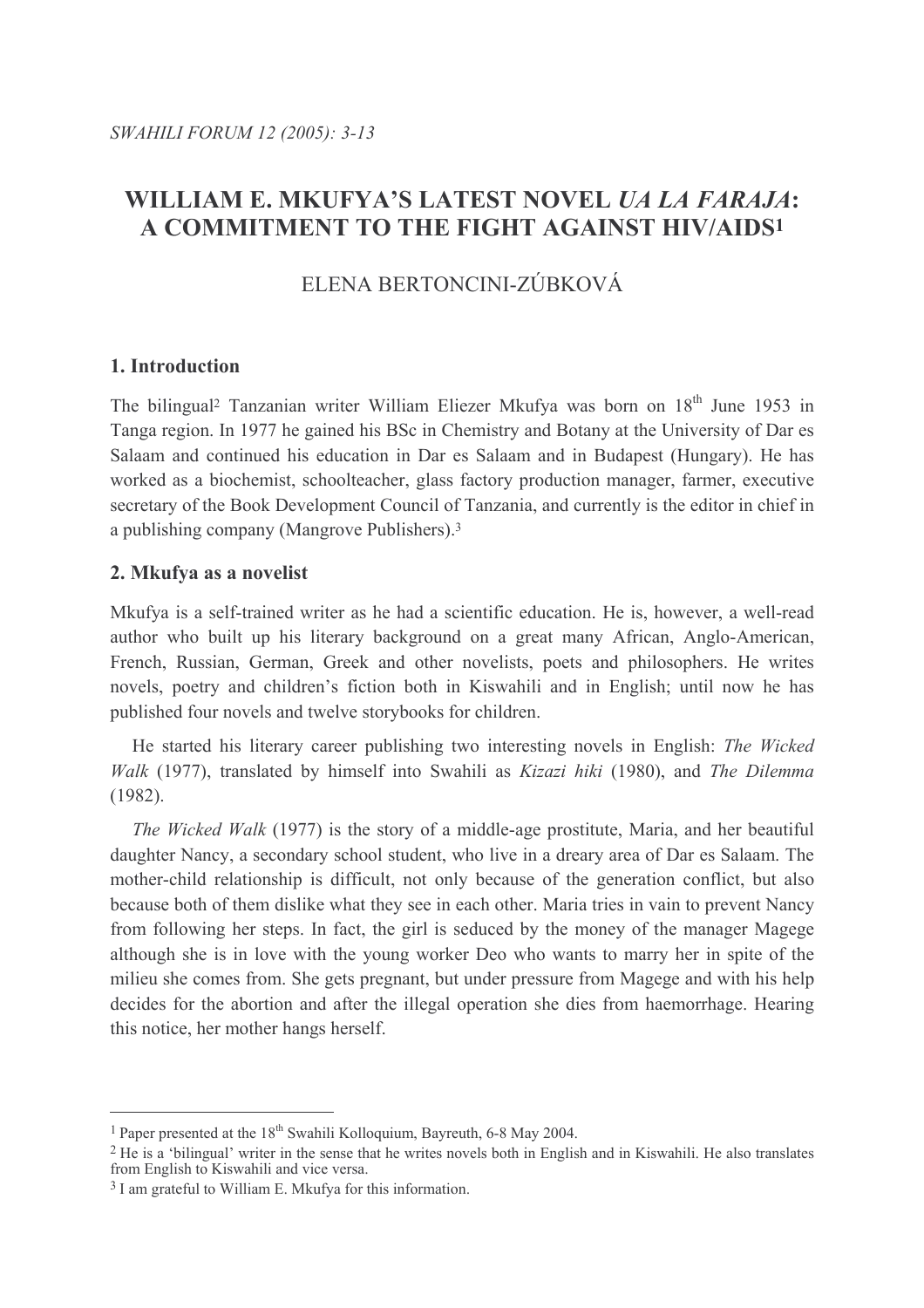# WILLIAM E. MKUFYA'S LATEST NOVEL *UA LA FARAJA*: A COMMITMENT TO THE FIGHT AGAINST HIV/AIDS[1]

ELENA BERTONCINI-ZÚBKOVÁ

## 1. Introduction

The bilingual[2] Tanzanian writer William Eliezer Mkufya was born on 18th June 1953 in Tanga region. In 1977 he gained his BSc in Chemistry and Botany at the University of Dar es Salaam and continued his education in Dar es Salaam and in Budapest (Hungary). He has worked as a biochemist, schoolteacher, glass factory production manager, farmer, executive secretary of the Book Development Council of Tanzania, and currently is the editor in chief in a publishing company (Mangrove Publishers).[3]

## 2. Mkufya as a novelist

Mkufya is a self-trained writer as he had a scientific education. He is, however, a well-read author who built up his literary background on a great many African, Anglo-American, French, Russian, German, Greek and other novelists, poets and philosophers. He writes novels, poetry and children's fiction both in Kiswahili and in English; until now he has published four novels and twelve storybooks for children.

He started his literary career publishing two interesting novels in English: *The Wicked Walk* (1977), translated by himself into Swahili as *Kizazi hiki* (1980), and *The Dilemma* (1982).

*The Wicked Walk* (1977) is the story of a middle-age prostitute, Maria, and her beautiful daughter Nancy, a secondary school student, who live in a dreary area of Dar es Salaam. The mother-child relationship is difficult, not only because of the generation conflict, but also because both of them dislike what they see in each other. Maria tries in vain to prevent Nancy from following her steps. In fact, the girl is seduced by the money of the manager Magege although she is in love with the young worker Deo who wants to marry her in spite of the milieu she comes from. She gets pregnant, but under pressure from Magege and with his help decides for the abortion and after the illegal operation she dies from haemorrhage. Hearing this notice, her mother hangs herself.

---

[1] Paper presented at the 18th Swahili Kolloquium, Bayreuth, 6-8 May 2004.

[2] He is a 'bilingual' writer in the sense that he writes novels both in English and in Kiswahili. He also translates from English to Kiswahili and vice versa.

[3] I am grateful to William E. Mkufya for this information.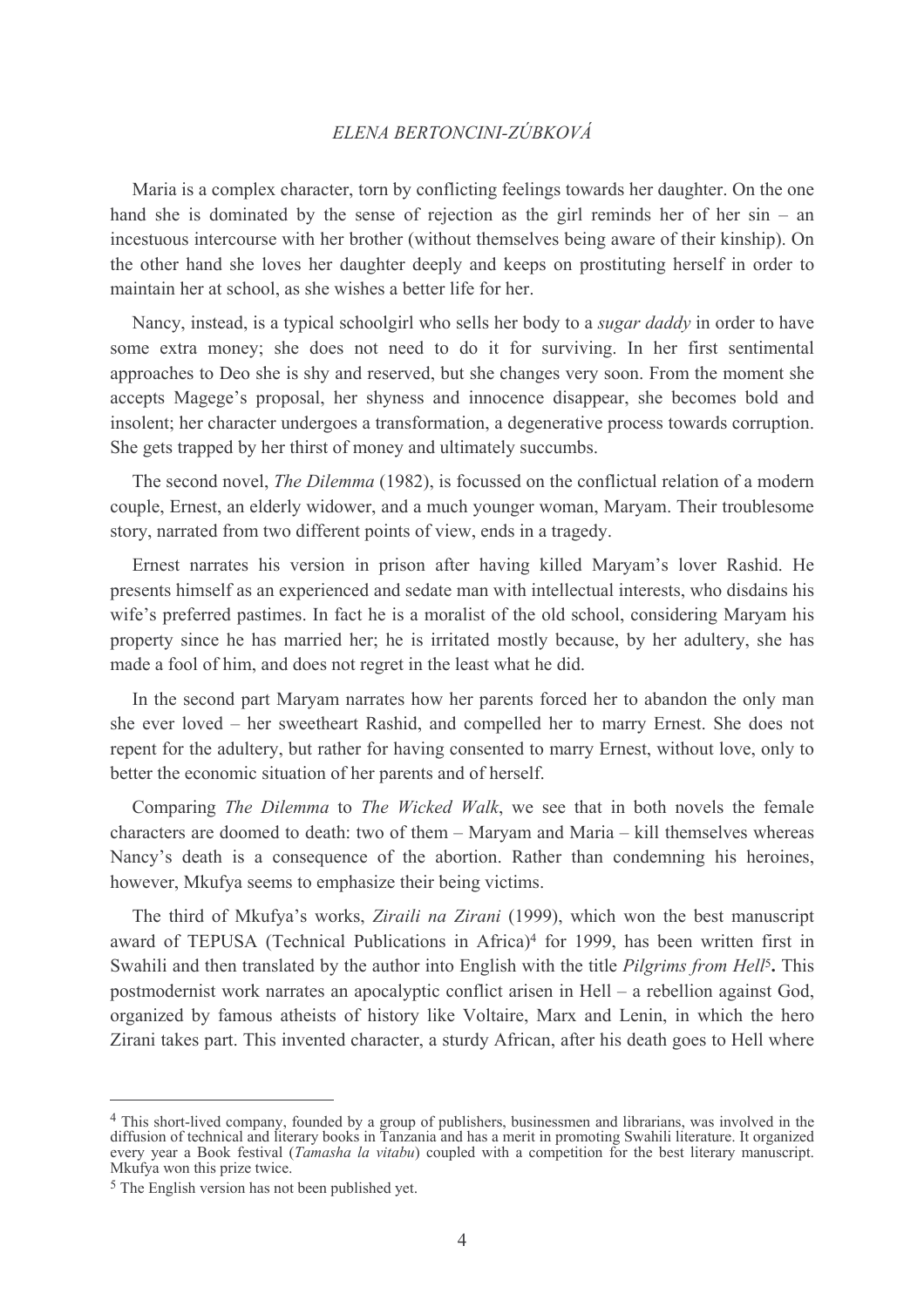Maria is a complex character, torn by conflicting feelings towards her daughter. On the one hand she is dominated by the sense of rejection as the girl reminds her of her sin – an incestuous intercourse with her brother (without themselves being aware of their kinship). On the other hand she loves her daughter deeply and keeps on prostituting herself in order to maintain her at school, as she wishes a better life for her.

Nancy, instead, is a typical schoolgirl who sells her body to a *sugar daddy* in order to have some extra money; she does not need to do it for surviving. In her first sentimental approaches to Deo she is shy and reserved, but she changes very soon. From the moment she accepts Magege's proposal, her shyness and innocence disappear, she becomes bold and insolent; her character undergoes a transformation, a degenerative process towards corruption. She gets trapped by her thirst of money and ultimately succumbs.

The second novel, *The Dilemma* (1982), is focussed on the conflictual relation of a modern couple, Ernest, an elderly widower, and a much younger woman, Maryam. Their troublesome story, narrated from two different points of view, ends in a tragedy.

Ernest narrates his version in prison after having killed Maryam's lover Rashid. He presents himself as an experienced and sedate man with intellectual interests, who disdains his wife's preferred pastimes. In fact he is a moralist of the old school, considering Maryam his property since he has married her; he is irritated mostly because, by her adultery, she has made a fool of him, and does not regret in the least what he did.

In the second part Maryam narrates how her parents forced her to abandon the only man she ever loved – her sweetheart Rashid, and compelled her to marry Ernest. She does not repent for the adultery, but rather for having consented to marry Ernest, without love, only to better the economic situation of her parents and of herself.

Comparing *The Dilemma* to *The Wicked Walk*, we see that in both novels the female characters are doomed to death: two of them – Maryam and Maria – kill themselves whereas Nancy's death is a consequence of the abortion. Rather than condemning his heroines, however, Mkufya seems to emphasize their being victims.

The third of Mkufya's works, *Ziraili na Zirani* (1999), which won the best manuscript award of TEPUSA (Technical Publications in Africa)[4] for 1999, has been written first in Swahili and then translated by the author into English with the title *Pilgrims from Hell*[5]**.** This postmodernist work narrates an apocalyptic conflict arisen in Hell – a rebellion against God, organized by famous atheists of history like Voltaire, Marx and Lenin, in which the hero Zirani takes part. This invented character, a sturdy African, after his death goes to Hell where

---

[4] This short-lived company, founded by a group of publishers, businessmen and librarians, was involved in the diffusion of technical and literary books in Tanzania and has a merit in promoting Swahili literature. It organized every year a Book festival (*Tamasha la vitabu*) coupled with a competition for the best literary manuscript. Mkufya won this prize twice.

[5] The English version has not been published yet.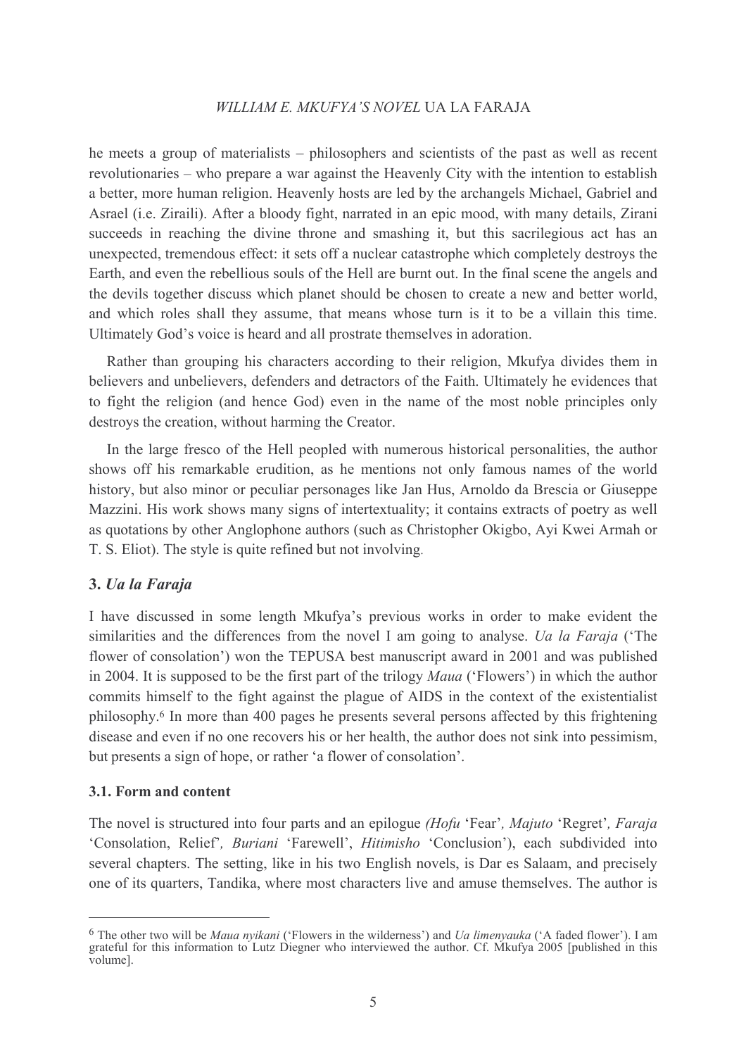he meets a group of materialists – philosophers and scientists of the past as well as recent revolutionaries – who prepare a war against the Heavenly City with the intention to establish a better, more human religion. Heavenly hosts are led by the archangels Michael, Gabriel and Asrael (i.e. Ziraili). After a bloody fight, narrated in an epic mood, with many details, Zirani succeeds in reaching the divine throne and smashing it, but this sacrilegious act has an unexpected, tremendous effect: it sets off a nuclear catastrophe which completely destroys the Earth, and even the rebellious souls of the Hell are burnt out. In the final scene the angels and the devils together discuss which planet should be chosen to create a new and better world, and which roles shall they assume, that means whose turn is it to be a villain this time. Ultimately God's voice is heard and all prostrate themselves in adoration.

Rather than grouping his characters according to their religion, Mkufya divides them in believers and unbelievers, defenders and detractors of the Faith. Ultimately he evidences that to fight the religion (and hence God) even in the name of the most noble principles only destroys the creation, without harming the Creator.

In the large fresco of the Hell peopled with numerous historical personalities, the author shows off his remarkable erudition, as he mentions not only famous names of the world history, but also minor or peculiar personages like Jan Hus, Arnoldo da Brescia or Giuseppe Mazzini. His work shows many signs of intertextuality; it contains extracts of poetry as well as quotations by other Anglophone authors (such as Christopher Okigbo, Ayi Kwei Armah or T. S. Eliot). The style is quite refined but not involving.

## 3. *Ua la Faraja*

I have discussed in some length Mkufya's previous works in order to make evident the similarities and the differences from the novel I am going to analyse. *Ua la Faraja* ('The flower of consolation') won the TEPUSA best manuscript award in 2001 and was published in 2004. It is supposed to be the first part of the trilogy *Maua* ('Flowers') in which the author commits himself to the fight against the plague of AIDS in the context of the existentialist philosophy.[6] In more than 400 pages he presents several persons affected by this frightening disease and even if no one recovers his or her health, the author does not sink into pessimism, but presents a sign of hope, or rather 'a flower of consolation'.

### 3.1. Form and content

The novel is structured into four parts and an epilogue *(Hofu* 'Fear'*, Majuto* 'Regret'*, Faraja* 'Consolation, Relief'*, Buriani* 'Farewell', *Hitimisho* 'Conclusion'), each subdivided into several chapters. The setting, like in his two English novels, is Dar es Salaam, and precisely one of its quarters, Tandika, where most characters live and amuse themselves. The author is

---

[6] The other two will be *Maua nyikani* ('Flowers in the wilderness') and *Ua limenyauka* ('A faded flower'). I am grateful for this information to Lutz Diegner who interviewed the author. Cf. Mkufya 2005 [published in this volume].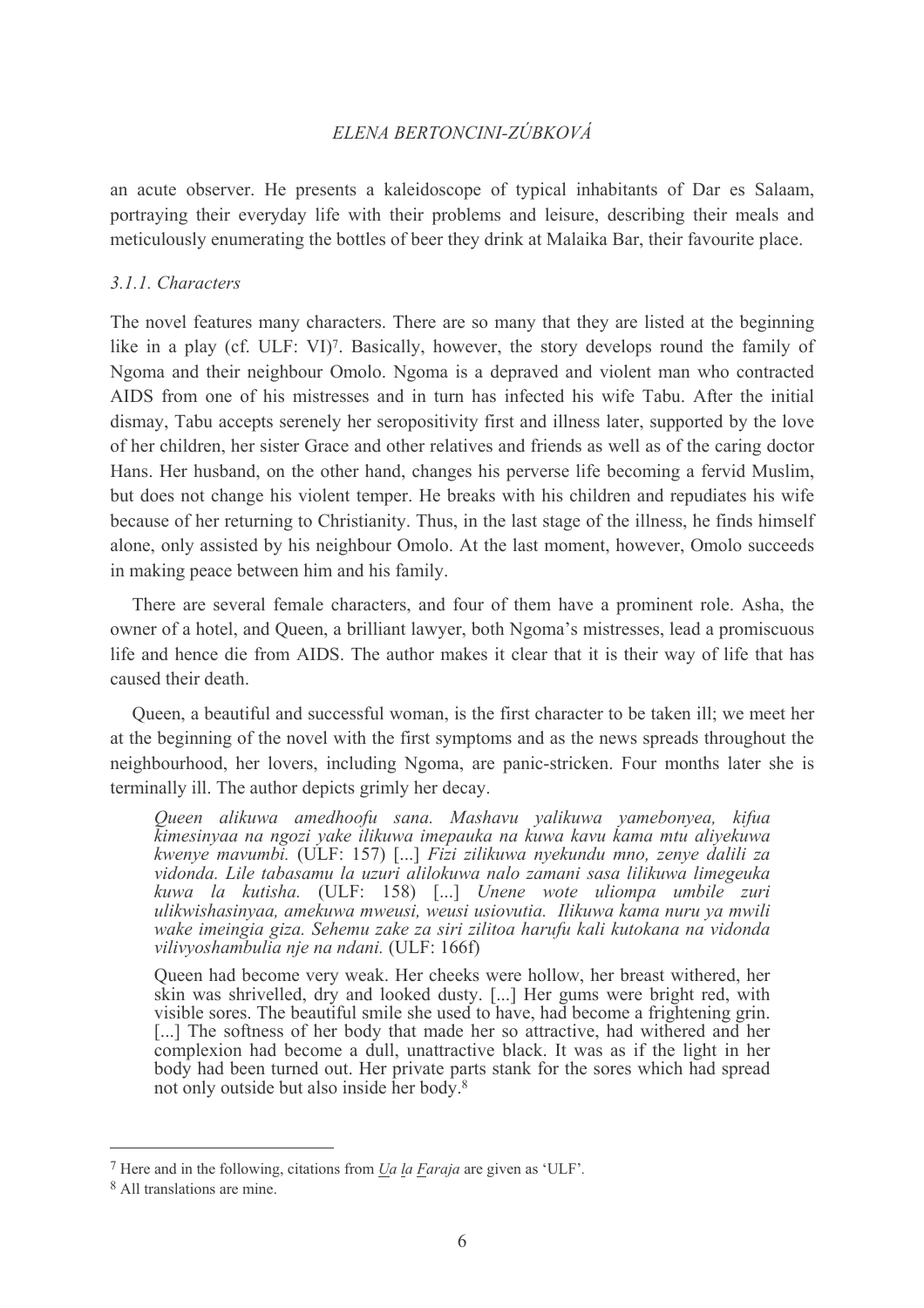an acute observer. He presents a kaleidoscope of typical inhabitants of Dar es Salaam, portraying their everyday life with their problems and leisure, describing their meals and meticulously enumerating the bottles of beer they drink at Malaika Bar, their favourite place.

### *3.1.1. Characters*

The novel features many characters. There are so many that they are listed at the beginning like in a play (cf. ULF: VI)[7]. Basically, however, the story develops round the family of Ngoma and their neighbour Omolo. Ngoma is a depraved and violent man who contracted AIDS from one of his mistresses and in turn has infected his wife Tabu. After the initial dismay, Tabu accepts serenely her seropositivity first and illness later, supported by the love of her children, her sister Grace and other relatives and friends as well as of the caring doctor Hans. Her husband, on the other hand, changes his perverse life becoming a fervid Muslim, but does not change his violent temper. He breaks with his children and repudiates his wife because of her returning to Christianity. Thus, in the last stage of the illness, he finds himself alone, only assisted by his neighbour Omolo. At the last moment, however, Omolo succeeds in making peace between him and his family.

There are several female characters, and four of them have a prominent role. Asha, the owner of a hotel, and Queen, a brilliant lawyer, both Ngoma's mistresses, lead a promiscuous life and hence die from AIDS. The author makes it clear that it is their way of life that has caused their death.

Queen, a beautiful and successful woman, is the first character to be taken ill; we meet her at the beginning of the novel with the first symptoms and as the news spreads throughout the neighbourhood, her lovers, including Ngoma, are panic-stricken. Four months later she is terminally ill. The author depicts grimly her decay.

> *Queen alikuwa amedhoofu sana. Mashavu yalikuwa yamebonyea, kifua kimesinyaa na ngozi yake ilikuwa imepauka na kuwa kavu kama mtu aliyekuwa kwenye mavumbi.* (ULF: 157) [...] *Fizi zilikuwa nyekundu mno, zenye dalili za vidonda. Lile tabasamu la uzuri alilokuwa nalo zamani sasa lilikuwa limegeuka kuwa la kutisha.* (ULF: 158) [...] *Unene wote uliompa umbile zuri ulikwishasinyaa, amekuwa mweusi, weusi usiovutia. Ilikuwa kama nuru ya mwili wake imeingia giza. Sehemu zake za siri zilitoa harufu kali kutokana na vidonda vilivyoshambulia nje na ndani.* (ULF: 166f)
>
> Queen had become very weak. Her cheeks were hollow, her breast withered, her skin was shrivelled, dry and looked dusty. [...] Her gums were bright red, with visible sores. The beautiful smile she used to have, had become a frightening grin. [...] The softness of her body that made her so attractive, had withered and her complexion had become a dull, unattractive black. It was as if the light in her body had been turned out. Her private parts stank for the sores which had spread not only outside but also inside her body.[8]

---

[7] Here and in the following, citations from *Ua la Faraja* are given as 'ULF'.

[8] All translations are mine.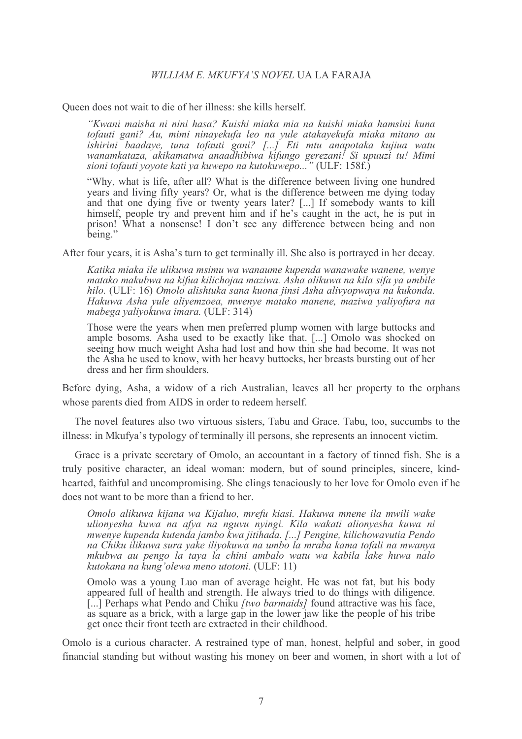Queen does not wait to die of her illness: she kills herself.

> *"Kwani maisha ni nini hasa? Kuishi miaka mia na kuishi miaka hamsini kuna tofauti gani? Au, mimi ninayekufa leo na yule atakayekufa miaka mitano au ishirini baadaye, tuna tofauti gani? [...] Eti mtu anapotaka kujiua watu wanamkataza, akikamatwa anaadhibiwa kifungo gerezani! Si upuuzi tu! Mimi sioni tofauti yoyote kati ya kuwepo na kutokuwepo..."* (ULF: 158f.)
>
> "Why, what is life, after all? What is the difference between living one hundred years and living fifty years? Or, what is the difference between me dying today and that one dying five or twenty years later? [...] If somebody wants to kill himself, people try and prevent him and if he's caught in the act, he is put in prison! What a nonsense! I don't see any difference between being and non being."

After four years, it is Asha's turn to get terminally ill. She also is portrayed in her decay.

> *Katika miaka ile ulikuwa msimu wa wanaume kupenda wanawake wanene, wenye matako makubwa na kifua kilichojaa maziwa. Asha alikuwa na kila sifa ya umbile hilo.* (ULF: 16) *Omolo alishtuka sana kuona jinsi Asha alivyopwaya na kukonda. Hakuwa Asha yule aliyemzoea, mwenye matako manene, maziwa yaliyofura na mabega yaliyokuwa imara.* (ULF: 314)
>
> Those were the years when men preferred plump women with large buttocks and ample bosoms. Asha used to be exactly like that. [...] Omolo was shocked on seeing how much weight Asha had lost and how thin she had become. It was not the Asha he used to know, with her heavy buttocks, her breasts bursting out of her dress and her firm shoulders.

Before dying, Asha, a widow of a rich Australian, leaves all her property to the orphans whose parents died from AIDS in order to redeem herself.

The novel features also two virtuous sisters, Tabu and Grace. Tabu, too, succumbs to the illness: in Mkufya's typology of terminally ill persons, she represents an innocent victim.

Grace is a private secretary of Omolo, an accountant in a factory of tinned fish. She is a truly positive character, an ideal woman: modern, but of sound principles, sincere, kind-hearted, faithful and uncompromising. She clings tenaciously to her love for Omolo even if he does not want to be more than a friend to her.

> *Omolo alikuwa kijana wa Kijaluo, mrefu kiasi. Hakuwa mnene ila mwili wake ulionyesha kuwa na afya na nguvu nyingi. Kila wakati alionyesha kuwa ni mwenye kupenda kutenda jambo kwa jitihada. [...] Pengine, kilichowavutia Pendo na Chiku ilikuwa sura yake iliyokuwa na umbo la mraba kama tofali na mwanya mkubwa au pengo la taya la chini ambalo watu wa kabila lake huwa nalo kutokana na kung'olewa meno utotoni.* (ULF: 11)
>
> Omolo was a young Luo man of average height. He was not fat, but his body appeared full of health and strength. He always tried to do things with diligence. [...] Perhaps what Pendo and Chiku *[two barmaids]* found attractive was his face, as square as a brick, with a large gap in the lower jaw like the people of his tribe get once their front teeth are extracted in their childhood.

Omolo is a curious character. A restrained type of man, honest, helpful and sober, in good financial standing but without wasting his money on beer and women, in short with a lot of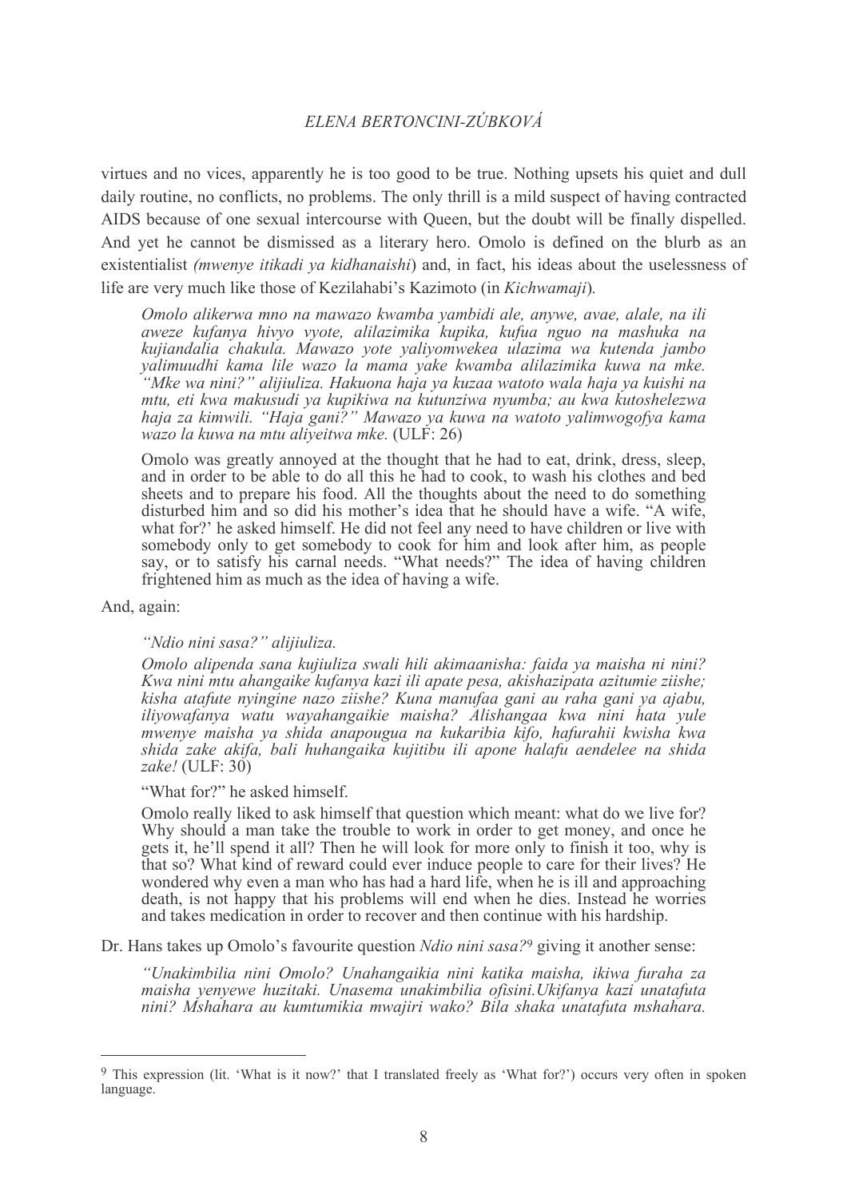virtues and no vices, apparently he is too good to be true. Nothing upsets his quiet and dull daily routine, no conflicts, no problems. The only thrill is a mild suspect of having contracted AIDS because of one sexual intercourse with Queen, but the doubt will be finally dispelled. And yet he cannot be dismissed as a literary hero. Omolo is defined on the blurb as an existentialist *(mwenye itikadi ya kidhanaishi*) and, in fact, his ideas about the uselessness of life are very much like those of Kezilahabi's Kazimoto (in *Kichwamaji*).

> *Omolo alikerwa mno na mawazo kwamba yambidi ale, anywe, avae, alale, na ili aweze kufanya hivyo vyote, alilazimika kupika, kufua nguo na mashuka na kujiandalia chakula. Mawazo yote yaliyomwekea ulazima wa kutenda jambo yalimuudhi kama lile wazo la mama yake kwamba alilazimika kuwa na mke. "Mke wa nini?" alijiuliza. Hakuona haja ya kuzaa watoto wala haja ya kuishi na mtu, eti kwa makusudi ya kupikiwa na kutunziwa nyumba; au kwa kutoshelezwa haja za kimwili. "Haja gani?" Mawazo ya kuwa na watoto yalimwogofya kama wazo la kuwa na mtu aliyeitwa mke.* (ULF: 26)
>
> Omolo was greatly annoyed at the thought that he had to eat, drink, dress, sleep, and in order to be able to do all this he had to cook, to wash his clothes and bed sheets and to prepare his food. All the thoughts about the need to do something disturbed him and so did his mother's idea that he should have a wife. "A wife, what for?' he asked himself. He did not feel any need to have children or live with somebody only to get somebody to cook for him and look after him, as people say, or to satisfy his carnal needs. "What needs?" The idea of having children frightened him as much as the idea of having a wife.

And, again:

> *"Ndio nini sasa?" alijiuliza.*
>
> *Omolo alipenda sana kujiuliza swali hili akimaanisha: faida ya maisha ni nini? Kwa nini mtu ahangaike kufanya kazi ili apate pesa, akishazipata azitumie ziishe; kisha atafute nyingine nazo ziishe? Kuna manufaa gani au raha gani ya ajabu, iliyowafanya watu wayahangaikie maisha? Alishangaa kwa nini hata yule mwenye maisha ya shida anapougua na kukaribia kifo, hafurahii kwisha kwa shida zake akifa, bali huhangaika kujitibu ili apone halafu aendelee na shida zake!* (ULF: 30)
>
> "What for?" he asked himself.
>
> Omolo really liked to ask himself that question which meant: what do we live for? Why should a man take the trouble to work in order to get money, and once he gets it, he'll spend it all? Then he will look for more only to finish it too, why is that so? What kind of reward could ever induce people to care for their lives? He wondered why even a man who has had a hard life, when he is ill and approaching death, is not happy that his problems will end when he dies. Instead he worries and takes medication in order to recover and then continue with his hardship.

Dr. Hans takes up Omolo's favourite question *Ndio nini sasa?*[9] giving it another sense:

> *"Unakimbilia nini Omolo? Unahangaikia nini katika maisha, ikiwa furaha za maisha yenyewe huzitaki. Unasema unakimbilia ofisini.Ukifanya kazi unatafuta nini? Mshahara au kumtumikia mwajiri wako? Bila shaka unatafuta mshahara.*

---

[9] This expression (lit. 'What is it now?' that I translated freely as 'What for?') occurs very often in spoken language.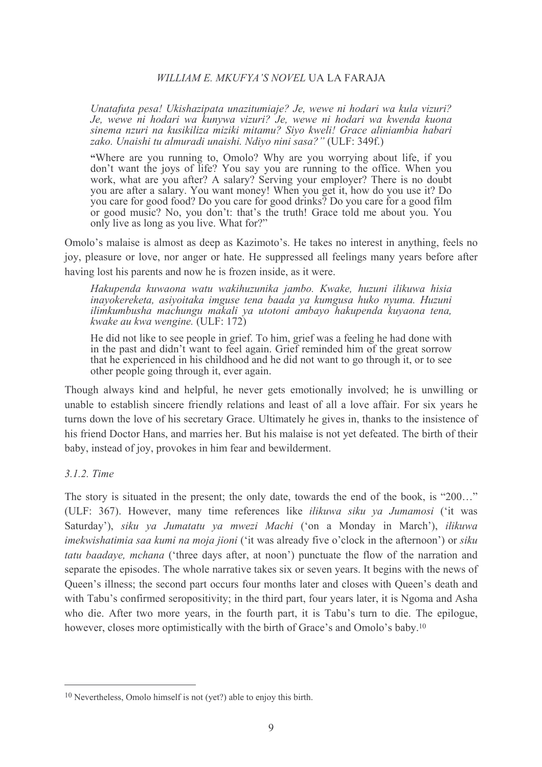*Unatafuta pesa! Ukishazipata unazitumiaje? Je, wewe ni hodari wa kula vizuri? Je, wewe ni hodari wa kunywa vizuri? Je, wewe ni hodari wa kwenda kuona sinema nzuri na kusikiliza miziki mitamu? Siyo kweli! Grace aliniambia habari zako. Unaishi tu almuradi unaishi. Ndiyo nini sasa?"* (ULF: 349f.)

> "Where are you running to, Omolo? Why are you worrying about life, if you don't want the joys of life? You say you are running to the office. When you work, what are you after? A salary? Serving your employer? There is no doubt you are after a salary. You want money! When you get it, how do you use it? Do you care for good food? Do you care for good drinks? Do you care for a good film or good music? No, you don't: that's the truth! Grace told me about you. You only live as long as you live. What for?"

Omolo's malaise is almost as deep as Kazimoto's. He takes no interest in anything, feels no joy, pleasure or love, nor anger or hate. He suppressed all feelings many years before after having lost his parents and now he is frozen inside, as it were.

> *Hakupenda kuwaona watu wakihuzunika jambo. Kwake, huzuni ilikuwa hisia inayokereketa, asiyoitaka imguse tena baada ya kumgusa huko nyuma. Huzuni ilimkumbusha machungu makali ya utotoni ambayo hakupenda kuyaona tena, kwake au kwa wengine.* (ULF: 172)
>
> He did not like to see people in grief. To him, grief was a feeling he had done with in the past and didn't want to feel again. Grief reminded him of the great sorrow that he experienced in his childhood and he did not want to go through it, or to see other people going through it, ever again.

Though always kind and helpful, he never gets emotionally involved; he is unwilling or unable to establish sincere friendly relations and least of all a love affair. For six years he turns down the love of his secretary Grace. Ultimately he gives in, thanks to the insistence of his friend Doctor Hans, and marries her. But his malaise is not yet defeated. The birth of their baby, instead of joy, provokes in him fear and bewilderment.

### *3.1.2. Time*

The story is situated in the present; the only date, towards the end of the book, is "200…" (ULF: 367). However, many time references like *ilikuwa siku ya Jumamosi* ('it was Saturday'), *siku ya Jumatatu ya mwezi Machi* ('on a Monday in March'), *ilikuwa imekwishatimia saa kumi na moja jioni* ('it was already five o'clock in the afternoon') or *siku tatu baadaye, mchana* ('three days after, at noon') punctuate the flow of the narration and separate the episodes. The whole narrative takes six or seven years. It begins with the news of Queen's illness; the second part occurs four months later and closes with Queen's death and with Tabu's confirmed seropositivity; in the third part, four years later, it is Ngoma and Asha who die. After two more years, in the fourth part, it is Tabu's turn to die. The epilogue, however, closes more optimistically with the birth of Grace's and Omolo's baby.[10]

---

[10] Nevertheless, Omolo himself is not (yet?) able to enjoy this birth.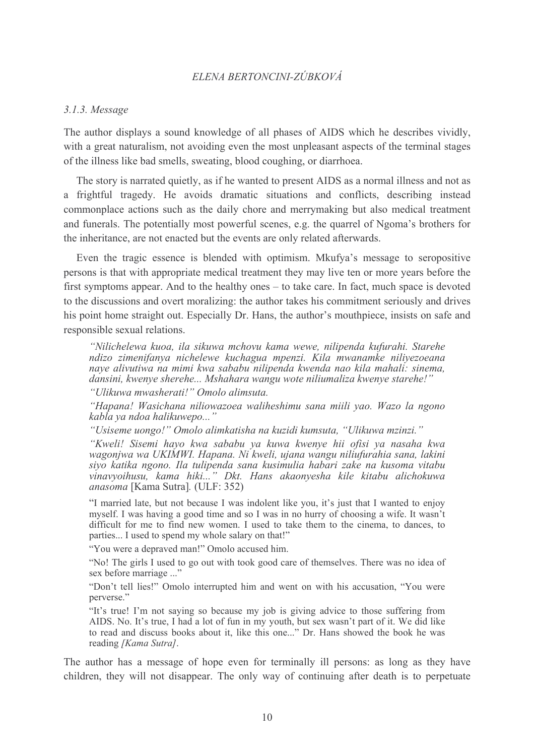### 3.1.3. Message

The author displays a sound knowledge of all phases of AIDS which he describes vividly, with a great naturalism, not avoiding even the most unpleasant aspects of the terminal stages of the illness like bad smells, sweating, blood coughing, or diarrhoea.

The story is narrated quietly, as if he wanted to present AIDS as a normal illness and not as a frightful tragedy. He avoids dramatic situations and conflicts, describing instead commonplace actions such as the daily chore and merrymaking but also medical treatment and funerals. The potentially most powerful scenes, e.g. the quarrel of Ngoma's brothers for the inheritance, are not enacted but the events are only related afterwards.

Even the tragic essence is blended with optimism. Mkufya's message to seropositive persons is that with appropriate medical treatment they may live ten or more years before the first symptoms appear. And to the healthy ones – to take care. In fact, much space is devoted to the discussions and overt moralizing: the author takes his commitment seriously and drives his point home straight out. Especially Dr. Hans, the author's mouthpiece, insists on safe and responsible sexual relations.

> *"Nilichelewa kuoa, ila sikuwa mchovu kama wewe, nilipenda kufurahi. Starehe ndizo zimenifanya nichelewe kuchagua mpenzi. Kila mwanamke niliyezoeana naye alivutiwa na mimi kwa sababu nilipenda kwenda nao kila mahali: sinema, dansini, kwenye sherehe... Mshahara wangu wote niliumaliza kwenye starehe!"*
>
> *"Ulikuwa mwasherati!" Omolo alimsuta.*
>
> *"Hapana! Wasichana niliowazoea waliheshimu sana miili yao. Wazo la ngono kabla ya ndoa halikuwepo..."*
>
> *"Usiseme uongo!" Omolo alimkatisha na kuzidi kumsuta, "Ulikuwa mzinzi."*
>
> *"Kweli! Sisemi hayo kwa sababu ya kuwa kwenye hii ofisi ya nasaha kwa wagonjwa wa UKIMWI. Hapana. Ni kweli, ujana wangu niliufurahia sana, lakini siyo katika ngono. Ila tulipenda sana kusimulia habari zake na kusoma vitabu vinavyoihusu, kama hiki..." Dkt. Hans akaonyesha kile kitabu alichokuwa anasoma* [Kama Sutra]. (ULF: 352)
>
> "I married late, but not because I was indolent like you, it's just that I wanted to enjoy myself. I was having a good time and so I was in no hurry of choosing a wife. It wasn't difficult for me to find new women. I used to take them to the cinema, to dances, to parties... I used to spend my whole salary on that!"
>
> "You were a depraved man!" Omolo accused him.
>
> "No! The girls I used to go out with took good care of themselves. There was no idea of sex before marriage ..."
>
> "Don't tell lies!" Omolo interrupted him and went on with his accusation, "You were perverse."
>
> "It's true! I'm not saying so because my job is giving advice to those suffering from AIDS. No. It's true, I had a lot of fun in my youth, but sex wasn't part of it. We did like to read and discuss books about it, like this one..." Dr. Hans showed the book he was reading *[Kama Sutra]*.

The author has a message of hope even for terminally ill persons: as long as they have children, they will not disappear. The only way of continuing after death is to perpetuate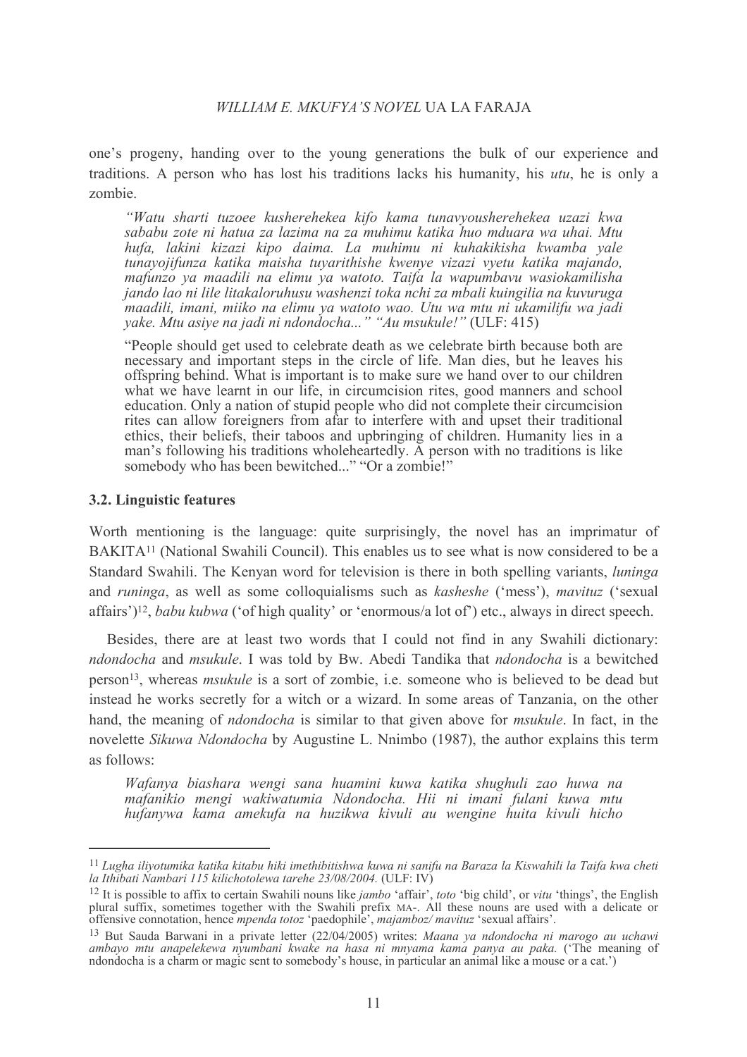one's progeny, handing over to the young generations the bulk of our experience and traditions. A person who has lost his traditions lacks his humanity, his *utu*, he is only a zombie.

> *"Watu sharti tuzoee kusherehekea kifo kama tunavyousherehekea uzazi kwa sababu zote ni hatua za lazima na za muhimu katika huo mduara wa uhai. Mtu hufa, lakini kizazi kipo daima. La muhimu ni kuhakikisha kwamba yale tunayojifunza katika maisha tuyarithishe kwenye vizazi vyetu katika majando, mafunzo ya maadili na elimu ya watoto. Taifa la wapumbavu wasiokamilisha jando lao ni lile litakaloruhusu washenzi toka nchi za mbali kuingilia na kuvuruga maadili, imani, miiko na elimu ya watoto wao. Utu wa mtu ni ukamilifu wa jadi yake. Mtu asiye na jadi ni ndondocha..." "Au msukule!"* (ULF: 415)

> "People should get used to celebrate death as we celebrate birth because both are necessary and important steps in the circle of life. Man dies, but he leaves his offspring behind. What is important is to make sure we hand over to our children what we have learnt in our life, in circumcision rites, good manners and school education. Only a nation of stupid people who did not complete their circumcision rites can allow foreigners from afar to interfere with and upset their traditional ethics, their beliefs, their taboos and upbringing of children. Humanity lies in a man's following his traditions wholeheartedly. A person with no traditions is like somebody who has been bewitched..." "Or a zombie!"

### 3.2. Linguistic features

Worth mentioning is the language: quite surprisingly, the novel has an imprimatur of BAKITA[11] (National Swahili Council). This enables us to see what is now considered to be a Standard Swahili. The Kenyan word for television is there in both spelling variants, *luninga* and *runinga*, as well as some colloquialisms such as *kasheshe* ('mess'), *mavituz* ('sexual affairs')[12], *babu kubwa* ('of high quality' or 'enormous/a lot of') etc., always in direct speech.

Besides, there are at least two words that I could not find in any Swahili dictionary: *ndondocha* and *msukule*. I was told by Bw. Abedi Tandika that *ndondocha* is a bewitched person[13], whereas *msukule* is a sort of zombie, i.e. someone who is believed to be dead but instead he works secretly for a witch or a wizard. In some areas of Tanzania, on the other hand, the meaning of *ndondocha* is similar to that given above for *msukule*. In fact, in the novelette *Sikuwa Ndondocha* by Augustine L. Nnimbo (1987), the author explains this term as follows:

> *Wafanya biashara wengi sana huamini kuwa katika shughuli zao huwa na mafanikio mengi wakiwatumia Ndondocha. Hii ni imani fulani kuwa mtu hufanywa kama amekufa na huzikwa kivuli au wengine huita kivuli hicho*

---

[11] *Lugha iliyotumika katika kitabu hiki imethibitishwa kuwa ni sanifu na Baraza la Kiswahili la Taifa kwa cheti la Ithibati Nambari 115 kilichotolewa tarehe 23/08/2004.* (ULF: IV)

[12] It is possible to affix to certain Swahili nouns like *jambo* 'affair', *toto* 'big child', or *vitu* 'things', the English plural suffix, sometimes together with the Swahili prefix MA-. All these nouns are used with a delicate or offensive connotation, hence *mpenda totoz* 'paedophile', *majamboz/ mavituz* 'sexual affairs'.

[13] But Sauda Barwani in a private letter (22/04/2005) writes: *Maana ya ndondocha ni marogo au uchawi ambayo mtu anapelekewa nyumbani kwake na hasa ni mnyama kama panya au paka.* ('The meaning of ndondocha is a charm or magic sent to somebody's house, in particular an animal like a mouse or a cat.')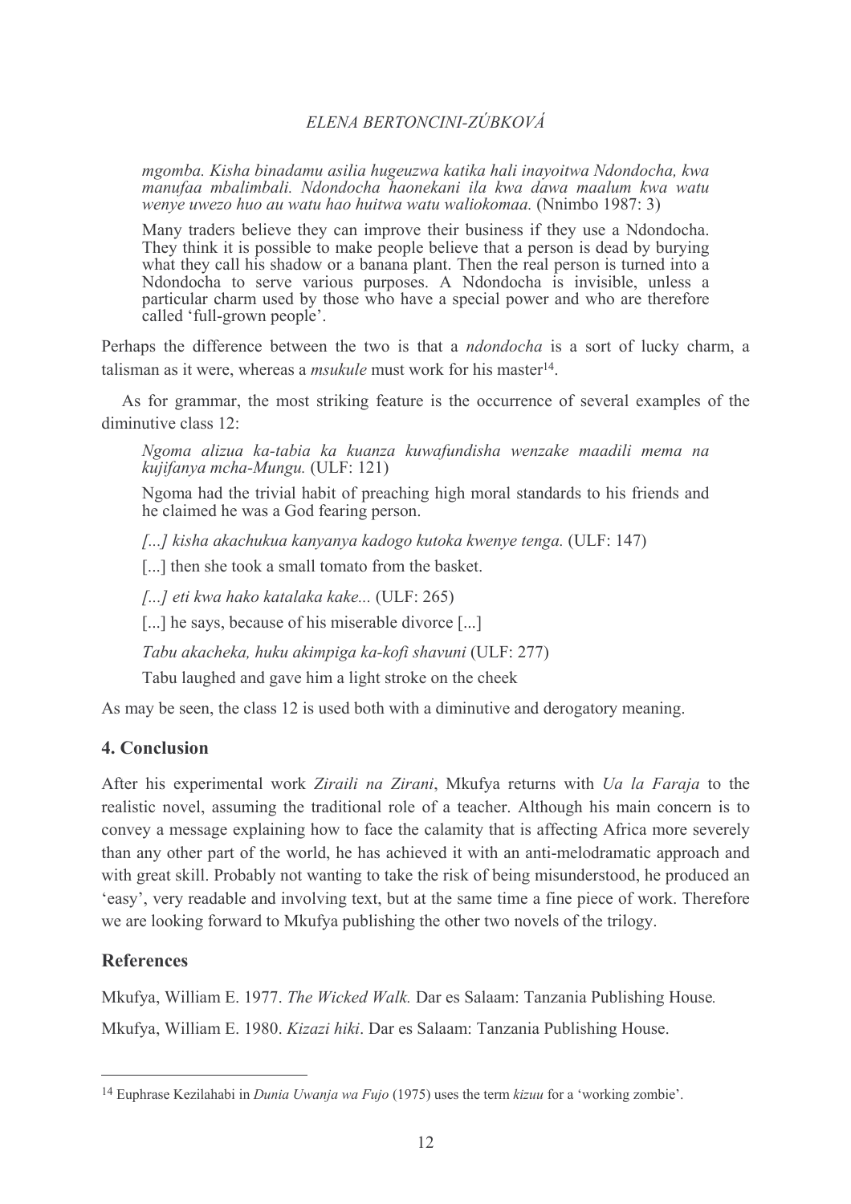*mgomba. Kisha binadamu asilia hugeuzwa katika hali inayoitwa Ndondocha, kwa manufaa mbalimbali. Ndondocha haonekani ila kwa dawa maalum kwa watu wenye uwezo huo au watu hao huitwa watu waliokomaa.* (Nnimbo 1987: 3)

> Many traders believe they can improve their business if they use a Ndondocha. They think it is possible to make people believe that a person is dead by burying what they call his shadow or a banana plant. Then the real person is turned into a Ndondocha to serve various purposes. A Ndondocha is invisible, unless a particular charm used by those who have a special power and who are therefore called 'full-grown people'.

Perhaps the difference between the two is that a *ndondocha* is a sort of lucky charm, a talisman as it were, whereas a *msukule* must work for his master[14].

As for grammar, the most striking feature is the occurrence of several examples of the diminutive class 12:

> *Ngoma alizua ka-tabia ka kuanza kuwafundisha wenzake maadili mema na kujifanya mcha-Mungu.* (ULF: 121)
>
> Ngoma had the trivial habit of preaching high moral standards to his friends and he claimed he was a God fearing person.
>
> *[...] kisha akachukua kanyanya kadogo kutoka kwenye tenga.* (ULF: 147)
>
> [...] then she took a small tomato from the basket.
>
> *[...] eti kwa hako katalaka kake...* (ULF: 265)
>
> [...] he says, because of his miserable divorce [...]
>
> *Tabu akacheka, huku akimpiga ka-kofi shavuni* (ULF: 277)
>
> Tabu laughed and gave him a light stroke on the cheek

As may be seen, the class 12 is used both with a diminutive and derogatory meaning.

## 4. Conclusion

After his experimental work *Ziraili na Zirani*, Mkufya returns with *Ua la Faraja* to the realistic novel, assuming the traditional role of a teacher. Although his main concern is to convey a message explaining how to face the calamity that is affecting Africa more severely than any other part of the world, he has achieved it with an anti-melodramatic approach and with great skill. Probably not wanting to take the risk of being misunderstood, he produced an 'easy', very readable and involving text, but at the same time a fine piece of work. Therefore we are looking forward to Mkufya publishing the other two novels of the trilogy.

## References

Mkufya, William E. 1977. *The Wicked Walk.* Dar es Salaam: Tanzania Publishing House.

Mkufya, William E. 1980. *Kizazi hiki*. Dar es Salaam: Tanzania Publishing House.

---

[14] Euphrase Kezilahabi in *Dunia Uwanja wa Fujo* (1975) uses the term *kizuu* for a 'working zombie'.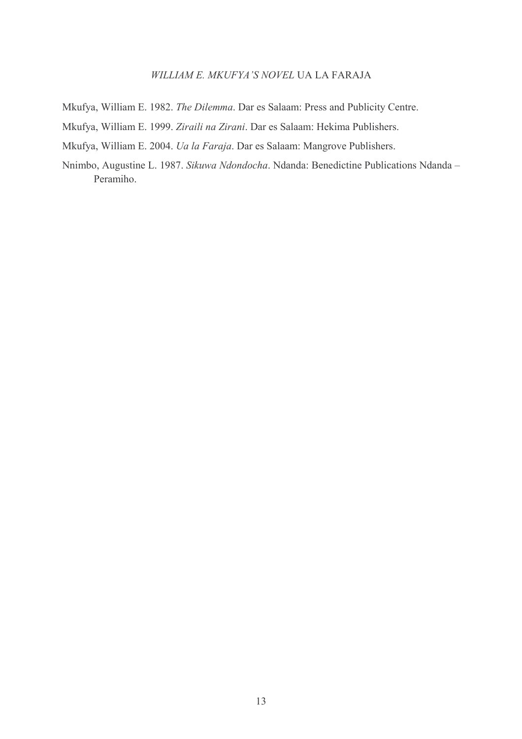Mkufya, William E. 1982. *The Dilemma*. Dar es Salaam: Press and Publicity Centre.

Mkufya, William E. 1999. *Ziraili na Zirani*. Dar es Salaam: Hekima Publishers.

Mkufya, William E. 2004. *Ua la Faraja*. Dar es Salaam: Mangrove Publishers.

Nnimbo, Augustine L. 1987. *Sikuwa Ndondocha*. Ndanda: Benedictine Publications Ndanda – Peramiho.